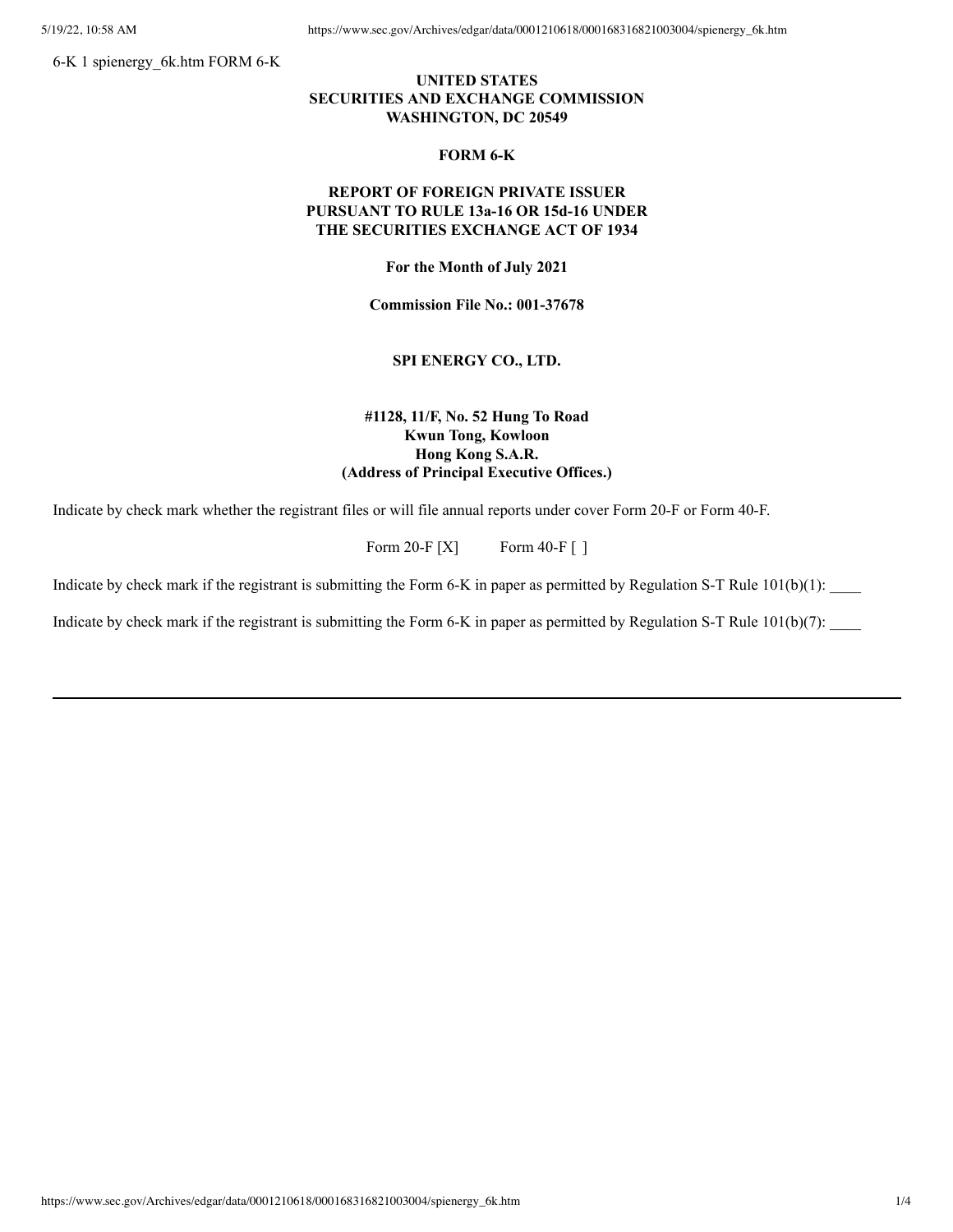6-K 1 spienergy_6k.htm FORM 6-K

**UNITED STATES**
**SECURITIES AND EXCHANGE COMMISSION**
**WASHINGTON, DC 20549**

**FORM 6-K**

**REPORT OF FOREIGN PRIVATE ISSUER**
**PURSUANT TO RULE 13a-16 OR 15d-16 UNDER**
**THE SECURITIES EXCHANGE ACT OF 1934**

**For the Month of July 2021**

**Commission File No.: 001-37678**

**SPI ENERGY CO., LTD.**

**#1128, 11/F, No. 52 Hung To Road**
**Kwun Tong, Kowloon**
**Hong Kong S.A.R.**
**(Address of Principal Executive Offices.)**

Indicate by check mark whether the registrant files or will file annual reports under cover Form 20-F or Form 40-F.

Form 20-F [X] Form 40-F [ ]

Indicate by check mark if the registrant is submitting the Form 6-K in paper as permitted by Regulation S-T Rule 101(b)(1): ____

Indicate by check mark if the registrant is submitting the Form 6-K in paper as permitted by Regulation S-T Rule 101(b)(7): ____

---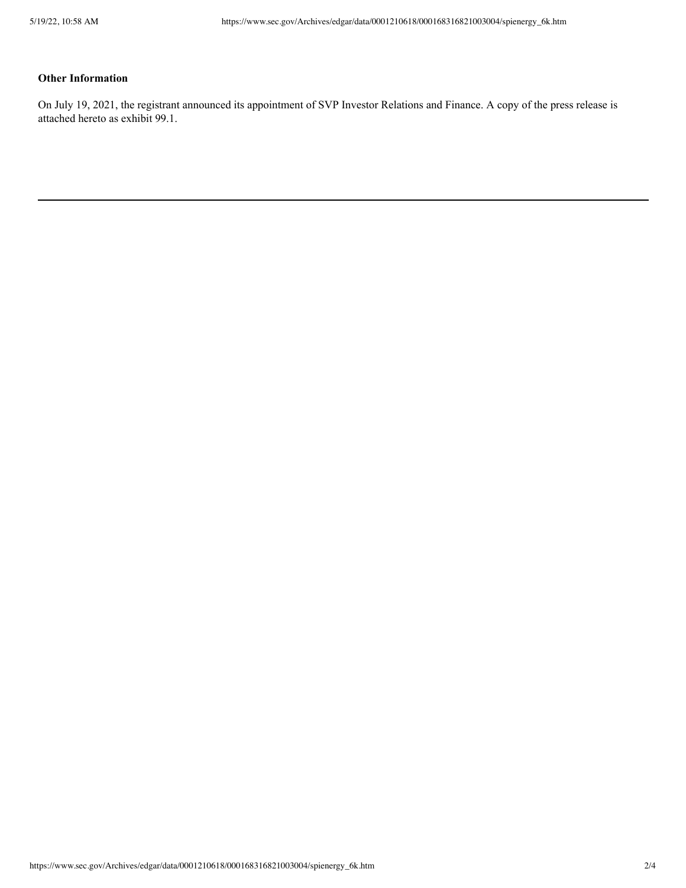**Other Information**

On July 19, 2021, the registrant announced its appointment of SVP Investor Relations and Finance. A copy of the press release is attached hereto as exhibit 99.1.

---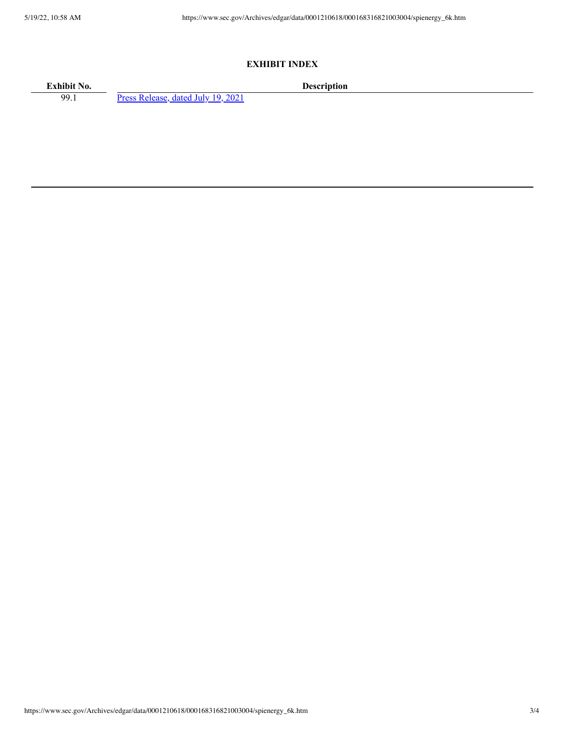**EXHIBIT INDEX**

| Exhibit No. | Description |
| --- | --- |
| 99.1 | Press Release, dated July 19, 2021 |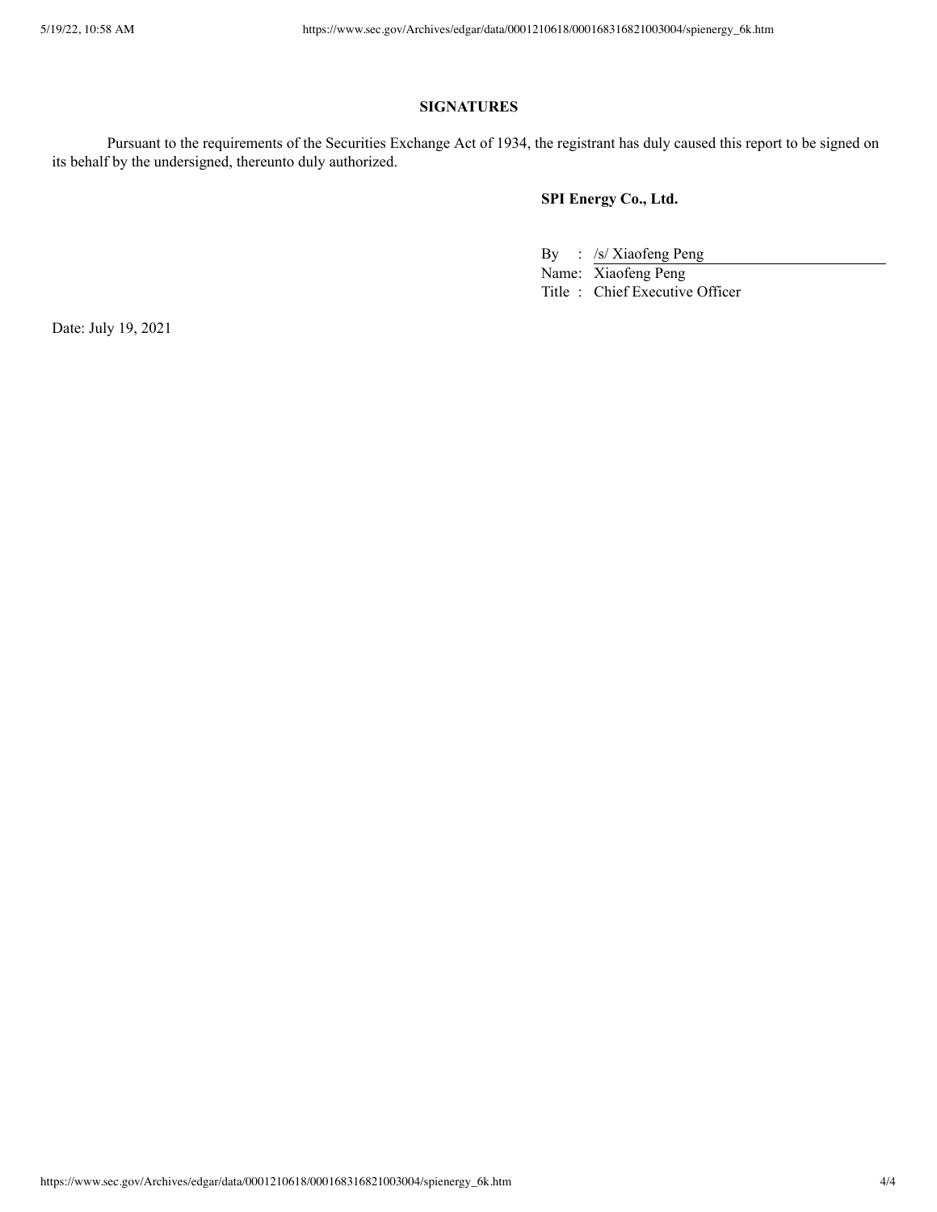**SIGNATURES**

Pursuant to the requirements of the Securities Exchange Act of 1934, the registrant has duly caused this report to be signed on its behalf by the undersigned, thereunto duly authorized.

**SPI Energy Co., Ltd.**

By : /s/ Xiaofeng Peng
Name: Xiaofeng Peng
Title : Chief Executive Officer

Date: July 19, 2021